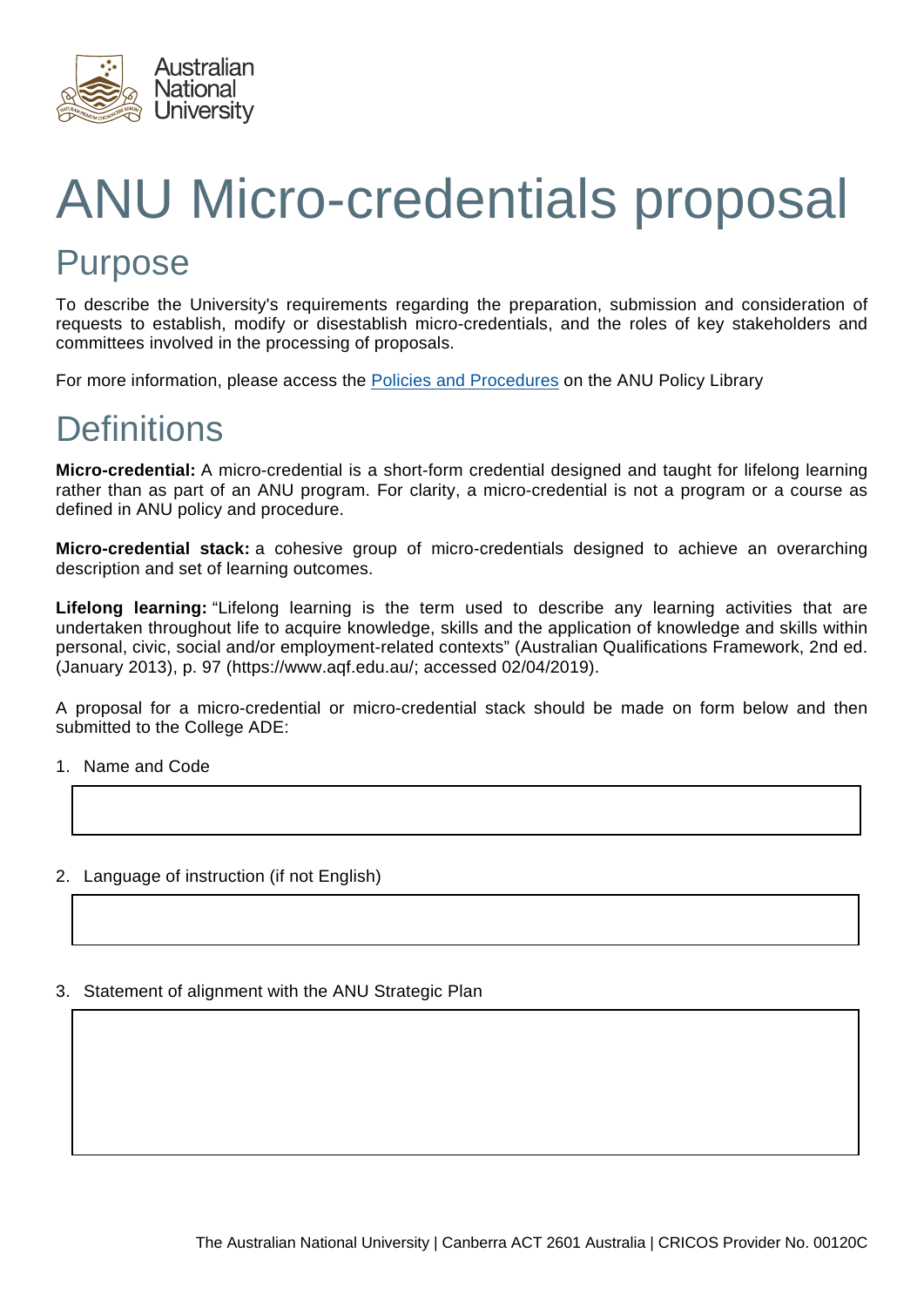# ANU Micro-credentials proposal

## Purpose

To describe the University's requirements regarding the preparation, submission and consideration of requests to establish, modify or disestablish micro-credentials, and the roles of key stakeholders and committees involved in the processing of proposals.

For more information, please access the [Policies and Procedures](#) on the ANU Policy Library

## Definitions

**Micro-credential:** A micro-credential is a short-form credential designed and taught for lifelong learning rather than as part of an ANU program. For clarity, a micro-credential is not a program or a course as defined in ANU policy and procedure.

**Micro-credential stack:** a cohesive group of micro-credentials designed to achieve an overarching description and set of learning outcomes.

**Lifelong learning:** "Lifelong learning is the term used to describe any learning activities that are undertaken throughout life to acquire knowledge, skills and the application of knowledge and skills within personal, civic, social and/or employment-related contexts" (Australian Qualifications Framework, 2nd ed. (January 2013), p. 97 (https://www.aqf.edu.au/; accessed 02/04/2019).

A proposal for a micro-credential or micro-credential stack should be made on form below and then submitted to the College ADE:

1. Name and Code

| |
|---|
| |

2. Language of instruction (if not English)

| |
|---|
| |

3. Statement of alignment with the ANU Strategic Plan

| |
|---|
| |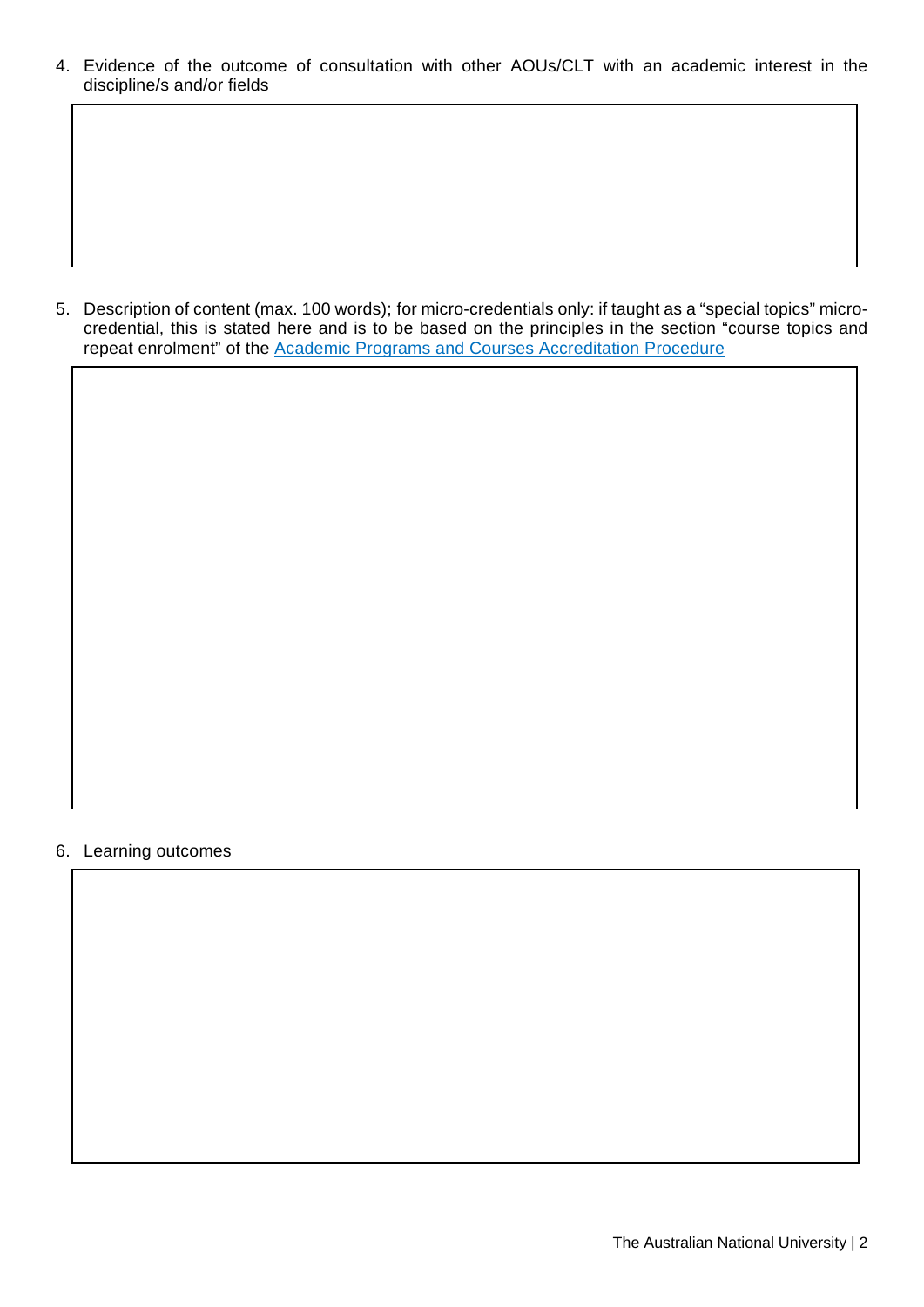4. Evidence of the outcome of consultation with other AOUs/CLT with an academic interest in the discipline/s and/or fields

5. Description of content (max. 100 words); for micro-credentials only: if taught as a "special topics" micro-credential, this is stated here and is to be based on the principles in the section "course topics and repeat enrolment" of the [Academic Programs and Courses Accreditation Procedure]()

6. Learning outcomes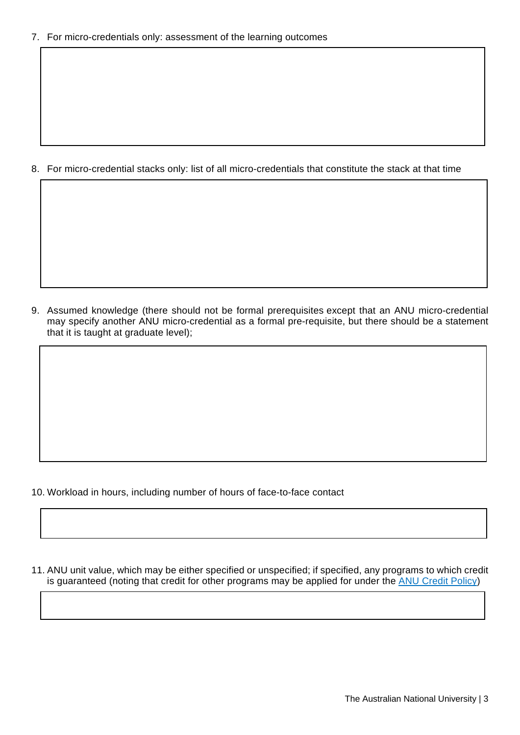7. For micro-credentials only: assessment of the learning outcomes

8. For micro-credential stacks only: list of all micro-credentials that constitute the stack at that time

9. Assumed knowledge (there should not be formal prerequisites except that an ANU micro-credential may specify another ANU micro-credential as a formal pre-requisite, but there should be a statement that it is taught at graduate level);

10. Workload in hours, including number of hours of face-to-face contact

11. ANU unit value, which may be either specified or unspecified; if specified, any programs to which credit is guaranteed (noting that credit for other programs may be applied for under the ANU Credit Policy)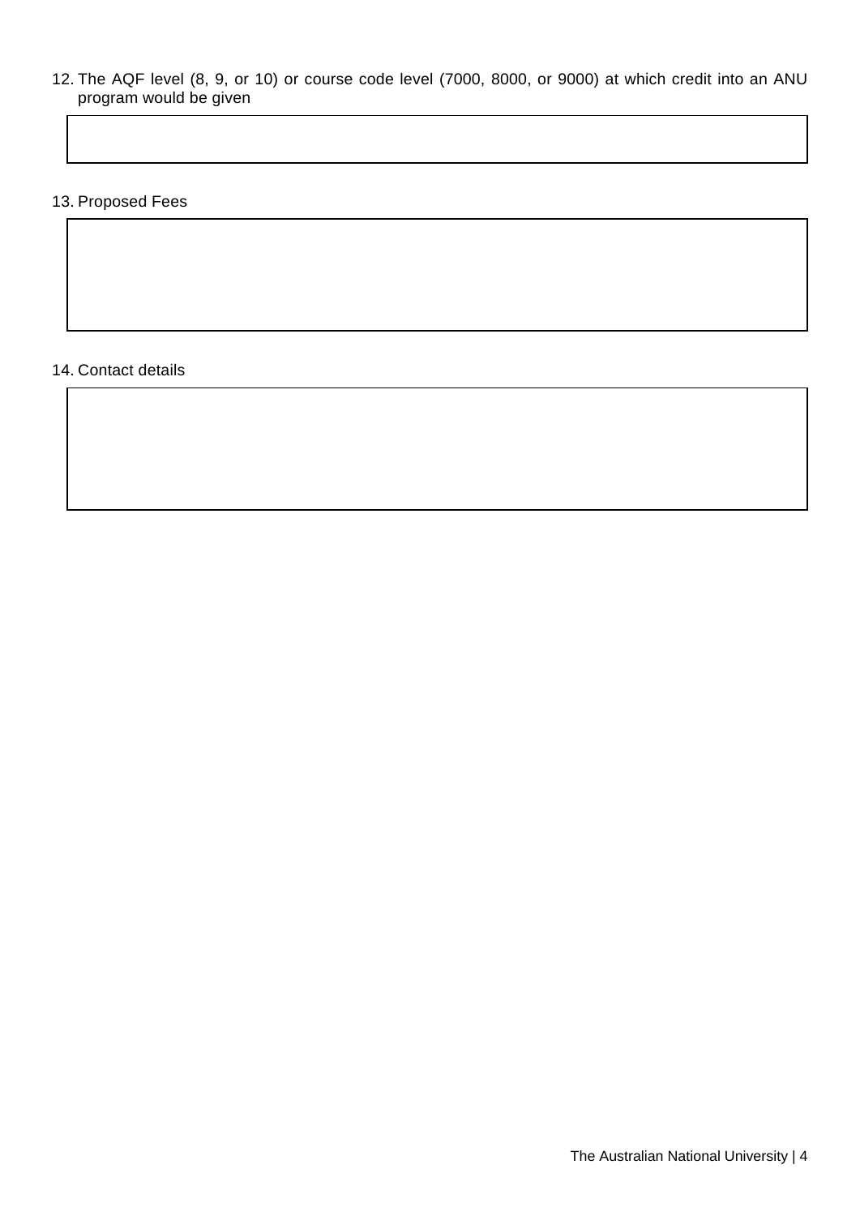12. The AQF level (8, 9, or 10) or course code level (7000, 8000, or 9000) at which credit into an ANU program would be given

13. Proposed Fees

14. Contact details